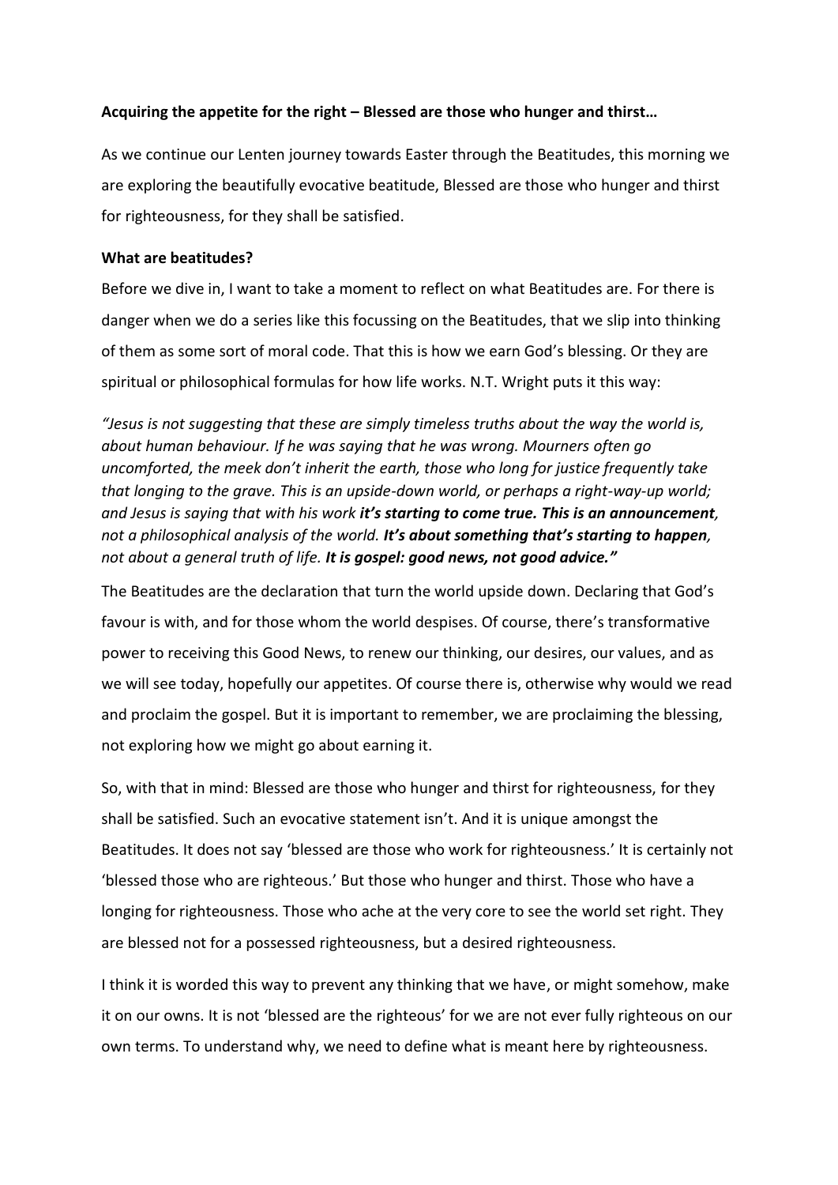**Acquiring the appetite for the right – Blessed are those who hunger and thirst…**

As we continue our Lenten journey towards Easter through the Beatitudes, this morning we are exploring the beautifully evocative beatitude, Blessed are those who hunger and thirst for righteousness, for they shall be satisfied.

**What are beatitudes?**

Before we dive in, I want to take a moment to reflect on what Beatitudes are. For there is danger when we do a series like this focussing on the Beatitudes, that we slip into thinking of them as some sort of moral code. That this is how we earn God's blessing. Or they are spiritual or philosophical formulas for how life works. N.T. Wright puts it this way:

*"Jesus is not suggesting that these are simply timeless truths about the way the world is, about human behaviour. If he was saying that he was wrong. Mourners often go uncomforted, the meek don't inherit the earth, those who long for justice frequently take that longing to the grave. This is an upside-down world, or perhaps a right-way-up world; and Jesus is saying that with his work* ***it's starting to come true. This is an announcement****, not a philosophical analysis of the world.* ***It's about something that's starting to happen****, not about a general truth of life.* ***It is gospel: good news, not good advice."***

The Beatitudes are the declaration that turn the world upside down. Declaring that God's favour is with, and for those whom the world despises. Of course, there's transformative power to receiving this Good News, to renew our thinking, our desires, our values, and as we will see today, hopefully our appetites. Of course there is, otherwise why would we read and proclaim the gospel. But it is important to remember, we are proclaiming the blessing, not exploring how we might go about earning it.

So, with that in mind: Blessed are those who hunger and thirst for righteousness, for they shall be satisfied. Such an evocative statement isn't. And it is unique amongst the Beatitudes. It does not say 'blessed are those who work for righteousness.' It is certainly not 'blessed those who are righteous.' But those who hunger and thirst. Those who have a longing for righteousness. Those who ache at the very core to see the world set right. They are blessed not for a possessed righteousness, but a desired righteousness.

I think it is worded this way to prevent any thinking that we have, or might somehow, make it on our owns. It is not 'blessed are the righteous' for we are not ever fully righteous on our own terms. To understand why, we need to define what is meant here by righteousness.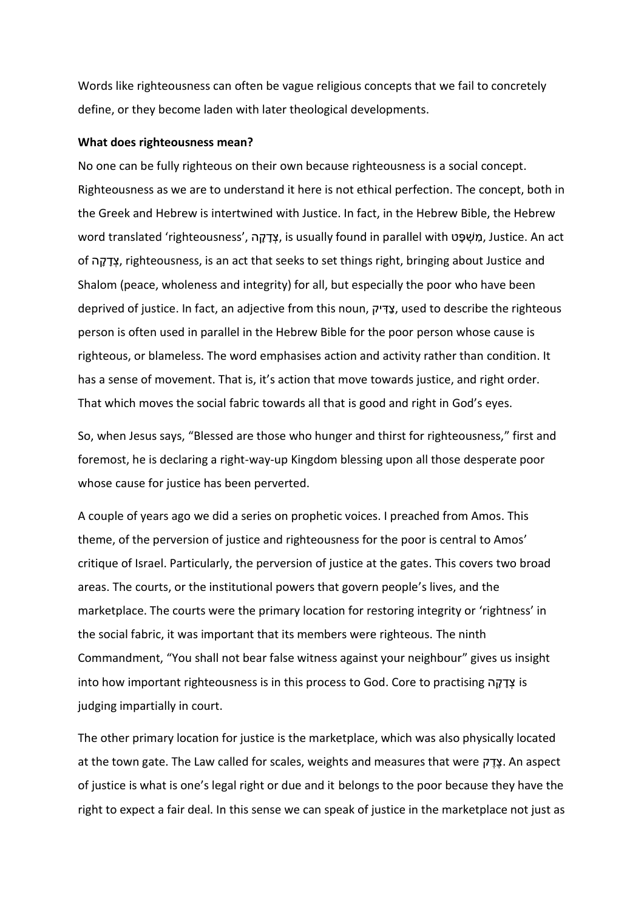Words like righteousness can often be vague religious concepts that we fail to concretely define, or they become laden with later theological developments.

**What does righteousness mean?**

No one can be fully righteous on their own because righteousness is a social concept. Righteousness as we are to understand it here is not ethical perfection. The concept, both in the Greek and Hebrew is intertwined with Justice. In fact, in the Hebrew Bible, the Hebrew word translated 'righteousness', צְדָקָה, is usually found in parallel with מִשְׁפָּט, Justice. An act of צְדָקָה, righteousness, is an act that seeks to set things right, bringing about Justice and Shalom (peace, wholeness and integrity) for all, but especially the poor who have been deprived of justice. In fact, an adjective from this noun, צַדִּיק, used to describe the righteous person is often used in parallel in the Hebrew Bible for the poor person whose cause is righteous, or blameless. The word emphasises action and activity rather than condition. It has a sense of movement. That is, it's action that move towards justice, and right order. That which moves the social fabric towards all that is good and right in God's eyes.

So, when Jesus says, "Blessed are those who hunger and thirst for righteousness," first and foremost, he is declaring a right-way-up Kingdom blessing upon all those desperate poor whose cause for justice has been perverted.

A couple of years ago we did a series on prophetic voices. I preached from Amos. This theme, of the perversion of justice and righteousness for the poor is central to Amos' critique of Israel. Particularly, the perversion of justice at the gates. This covers two broad areas. The courts, or the institutional powers that govern people's lives, and the marketplace. The courts were the primary location for restoring integrity or 'rightness' in the social fabric, it was important that its members were righteous. The ninth Commandment, "You shall not bear false witness against your neighbour" gives us insight into how important righteousness is in this process to God. Core to practising צְדָקָה is judging impartially in court.

The other primary location for justice is the marketplace, which was also physically located at the town gate. The Law called for scales, weights and measures that were צֶדֶק. An aspect of justice is what is one's legal right or due and it belongs to the poor because they have the right to expect a fair deal. In this sense we can speak of justice in the marketplace not just as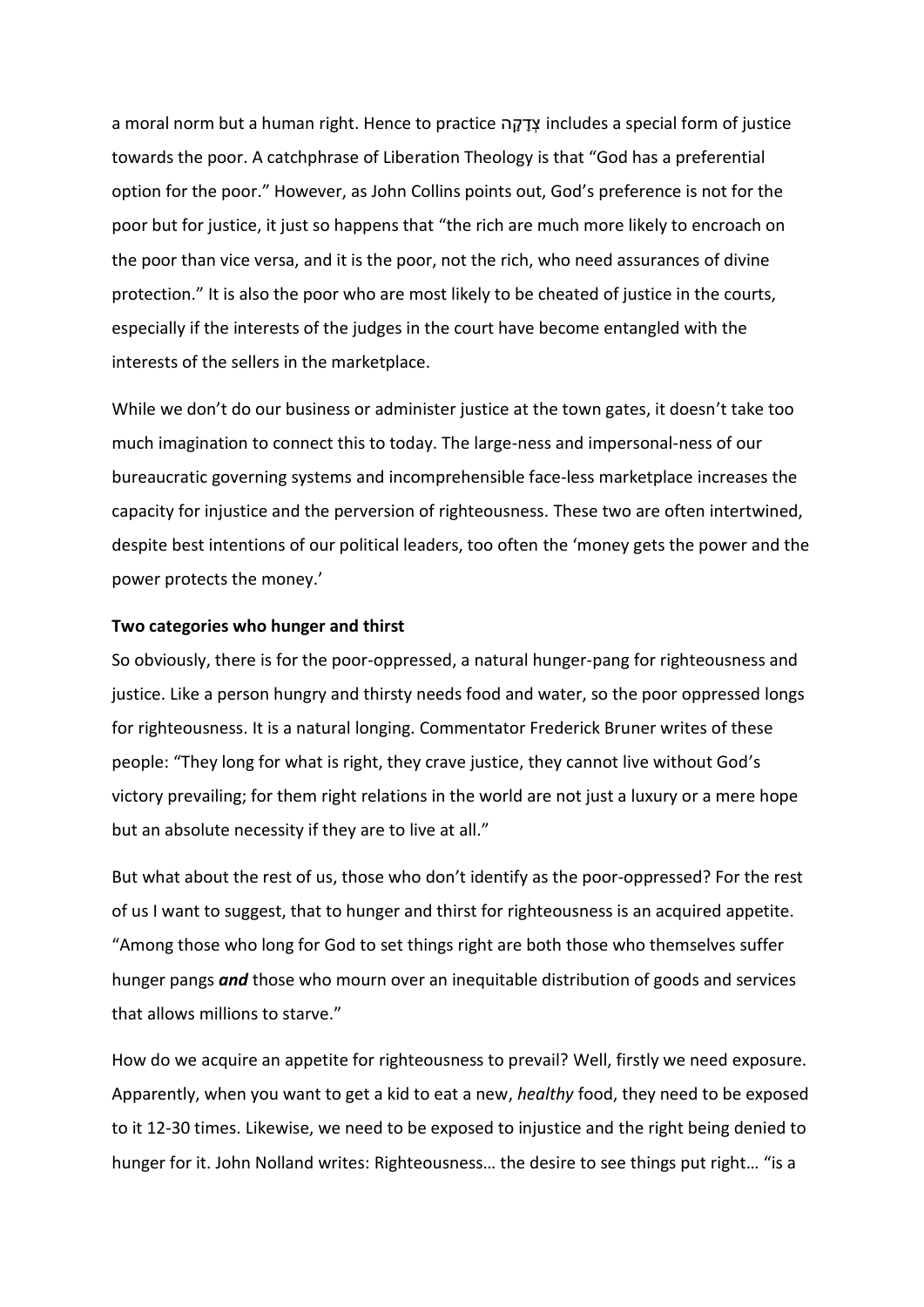a moral norm but a human right. Hence to practice צְדָקָה includes a special form of justice towards the poor. A catchphrase of Liberation Theology is that "God has a preferential option for the poor." However, as John Collins points out, God's preference is not for the poor but for justice, it just so happens that "the rich are much more likely to encroach on the poor than vice versa, and it is the poor, not the rich, who need assurances of divine protection." It is also the poor who are most likely to be cheated of justice in the courts, especially if the interests of the judges in the court have become entangled with the interests of the sellers in the marketplace.

While we don't do our business or administer justice at the town gates, it doesn't take too much imagination to connect this to today. The large-ness and impersonal-ness of our bureaucratic governing systems and incomprehensible face-less marketplace increases the capacity for injustice and the perversion of righteousness. These two are often intertwined, despite best intentions of our political leaders, too often the 'money gets the power and the power protects the money.'

**Two categories who hunger and thirst**

So obviously, there is for the poor-oppressed, a natural hunger-pang for righteousness and justice. Like a person hungry and thirsty needs food and water, so the poor oppressed longs for righteousness. It is a natural longing. Commentator Frederick Bruner writes of these people: "They long for what is right, they crave justice, they cannot live without God's victory prevailing; for them right relations in the world are not just a luxury or a mere hope but an absolute necessity if they are to live at all."

But what about the rest of us, those who don't identify as the poor-oppressed? For the rest of us I want to suggest, that to hunger and thirst for righteousness is an acquired appetite. "Among those who long for God to set things right are both those who themselves suffer hunger pangs ***and*** those who mourn over an inequitable distribution of goods and services that allows millions to starve."

How do we acquire an appetite for righteousness to prevail? Well, firstly we need exposure. Apparently, when you want to get a kid to eat a new, *healthy* food, they need to be exposed to it 12-30 times. Likewise, we need to be exposed to injustice and the right being denied to hunger for it. John Nolland writes: Righteousness… the desire to see things put right… "is a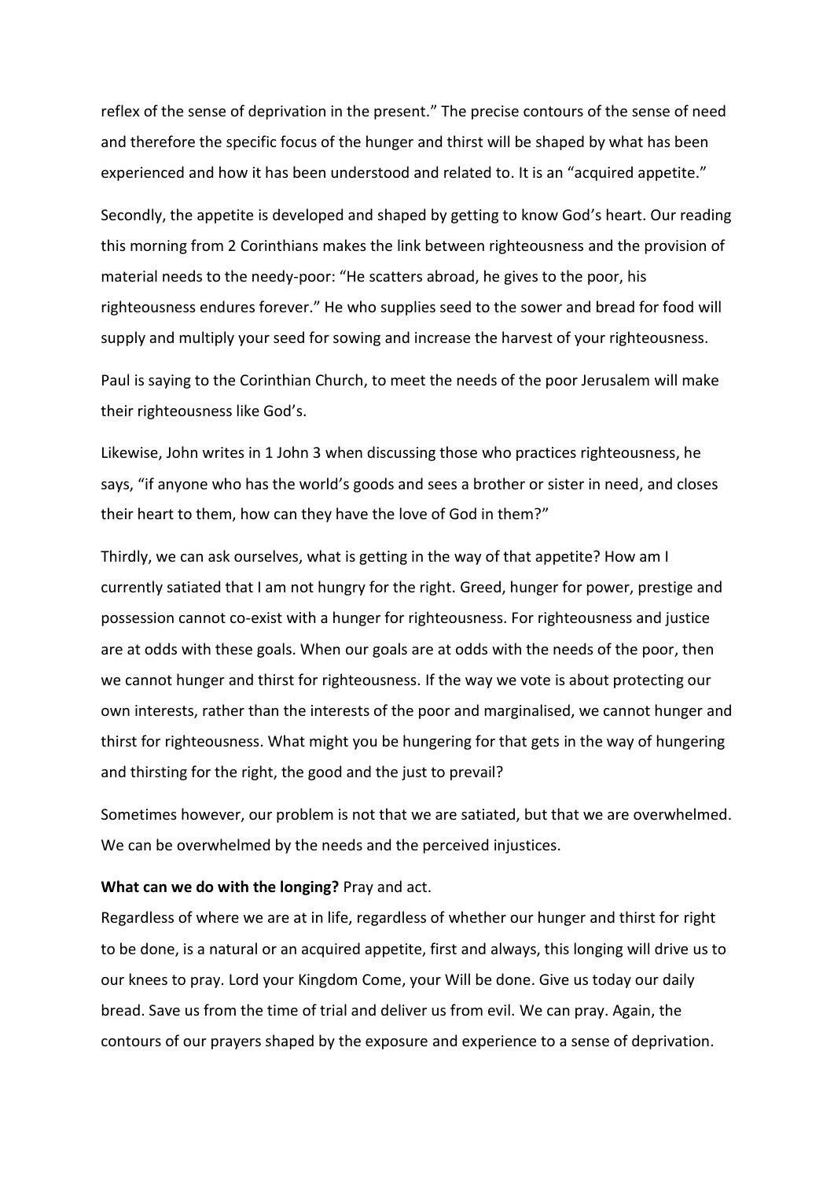reflex of the sense of deprivation in the present." The precise contours of the sense of need and therefore the specific focus of the hunger and thirst will be shaped by what has been experienced and how it has been understood and related to. It is an "acquired appetite."

Secondly, the appetite is developed and shaped by getting to know God's heart. Our reading this morning from 2 Corinthians makes the link between righteousness and the provision of material needs to the needy-poor: "He scatters abroad, he gives to the poor, his righteousness endures forever." He who supplies seed to the sower and bread for food will supply and multiply your seed for sowing and increase the harvest of your righteousness.

Paul is saying to the Corinthian Church, to meet the needs of the poor Jerusalem will make their righteousness like God's.

Likewise, John writes in 1 John 3 when discussing those who practices righteousness, he says, "if anyone who has the world's goods and sees a brother or sister in need, and closes their heart to them, how can they have the love of God in them?"

Thirdly, we can ask ourselves, what is getting in the way of that appetite? How am I currently satiated that I am not hungry for the right. Greed, hunger for power, prestige and possession cannot co-exist with a hunger for righteousness. For righteousness and justice are at odds with these goals. When our goals are at odds with the needs of the poor, then we cannot hunger and thirst for righteousness. If the way we vote is about protecting our own interests, rather than the interests of the poor and marginalised, we cannot hunger and thirst for righteousness. What might you be hungering for that gets in the way of hungering and thirsting for the right, the good and the just to prevail?

Sometimes however, our problem is not that we are satiated, but that we are overwhelmed. We can be overwhelmed by the needs and the perceived injustices.

**What can we do with the longing?** Pray and act.

Regardless of where we are at in life, regardless of whether our hunger and thirst for right to be done, is a natural or an acquired appetite, first and always, this longing will drive us to our knees to pray. Lord your Kingdom Come, your Will be done. Give us today our daily bread. Save us from the time of trial and deliver us from evil. We can pray. Again, the contours of our prayers shaped by the exposure and experience to a sense of deprivation.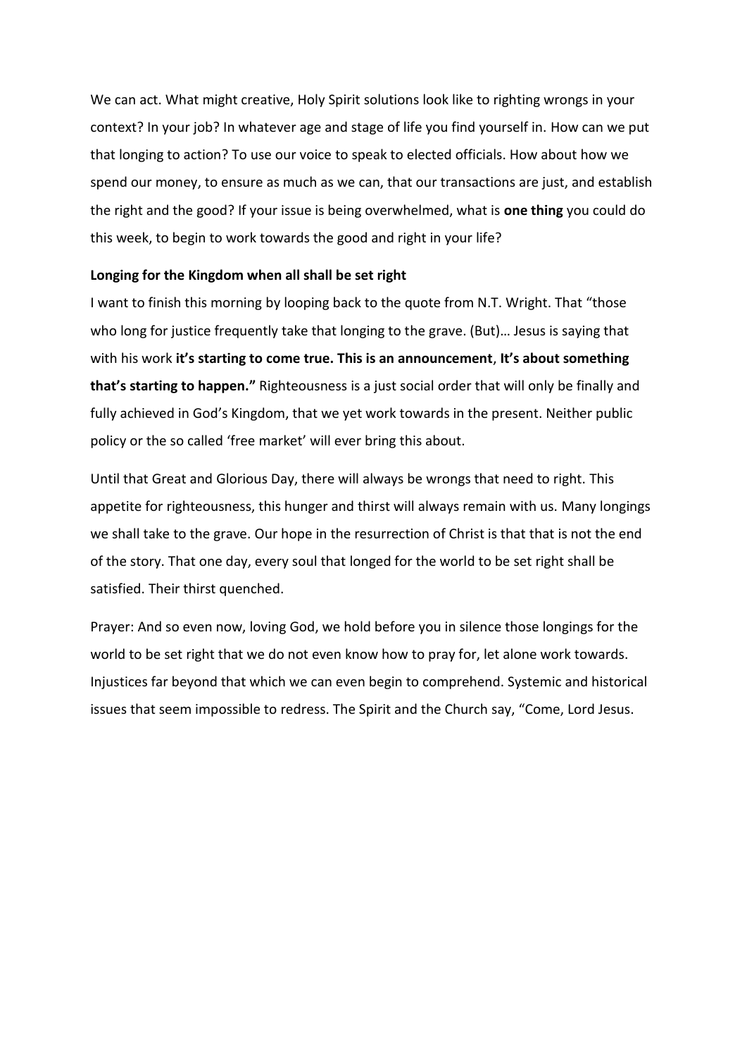We can act. What might creative, Holy Spirit solutions look like to righting wrongs in your context? In your job? In whatever age and stage of life you find yourself in. How can we put that longing to action? To use our voice to speak to elected officials. How about how we spend our money, to ensure as much as we can, that our transactions are just, and establish the right and the good? If your issue is being overwhelmed, what is **one thing** you could do this week, to begin to work towards the good and right in your life?

**Longing for the Kingdom when all shall be set right**

I want to finish this morning by looping back to the quote from N.T. Wright. That "those who long for justice frequently take that longing to the grave. (But)… Jesus is saying that with his work **it's starting to come true. This is an announcement**, **It's about something that's starting to happen."** Righteousness is a just social order that will only be finally and fully achieved in God's Kingdom, that we yet work towards in the present. Neither public policy or the so called 'free market' will ever bring this about.

Until that Great and Glorious Day, there will always be wrongs that need to right. This appetite for righteousness, this hunger and thirst will always remain with us. Many longings we shall take to the grave. Our hope in the resurrection of Christ is that that is not the end of the story. That one day, every soul that longed for the world to be set right shall be satisfied. Their thirst quenched.

Prayer: And so even now, loving God, we hold before you in silence those longings for the world to be set right that we do not even know how to pray for, let alone work towards. Injustices far beyond that which we can even begin to comprehend. Systemic and historical issues that seem impossible to redress. The Spirit and the Church say, "Come, Lord Jesus.